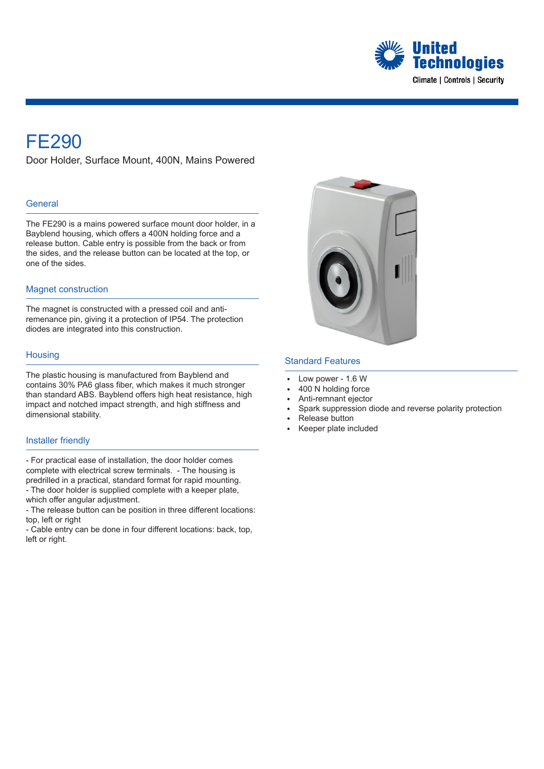# FE290

Door Holder, Surface Mount, 400N, Mains Powered

## General

The FE290 is a mains powered surface mount door holder, in a Bayblend housing, which offers a 400N holding force and a release button. Cable entry is possible from the back or from the sides, and the release button can be located at the top, or one of the sides.

## Magnet construction

The magnet is constructed with a pressed coil and anti-remenance pin, giving it a protection of IP54. The protection diodes are integrated into this construction.

## Housing

The plastic housing is manufactured from Bayblend and contains 30% PA6 glass fiber, which makes it much stronger than standard ABS. Bayblend offers high heat resistance, high impact and notched impact strength, and high stiffness and dimensional stability.

## Installer friendly

- For practical ease of installation, the door holder comes complete with electrical screw terminals. - The housing is predrilled in a practical, standard format for rapid mounting.
- The door holder is supplied complete with a keeper plate, which offer angular adjustment.
- The release button can be position in three different locations: top, left or right
- Cable entry can be done in four different locations: back, top, left or right.

## Standard Features

- Low power - 1.6 W
- 400 N holding force
- Anti-remnant ejector
- Spark suppression diode and reverse polarity protection
- Release button
- Keeper plate included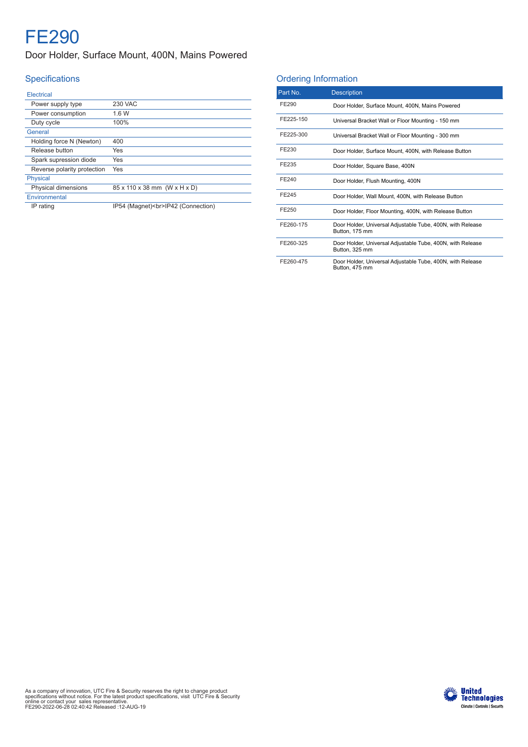# FE290

Door Holder, Surface Mount, 400N, Mains Powered

## Specifications

| | |
|---|---|
| **Electrical** | |
| Power supply type | 230 VAC |
| Power consumption | 1.6 W |
| Duty cycle | 100% |
| **General** | |
| Holding force N (Newton) | 400 |
| Release button | Yes |
| Spark supression diode | Yes |
| Reverse polarity protection | Yes |
| **Physical** | |
| Physical dimensions | 85 x 110 x 38 mm (W x H x D) |
| **Environmental** | |
| IP rating | IP54 (Magnet)<br>IP42 (Connection) |

## Ordering Information

| Part No. | Description |
|---|---|
| FE290 | Door Holder, Surface Mount, 400N, Mains Powered |
| FE225-150 | Universal Bracket Wall or Floor Mounting - 150 mm |
| FE225-300 | Universal Bracket Wall or Floor Mounting - 300 mm |
| FE230 | Door Holder, Surface Mount, 400N, with Release Button |
| FE235 | Door Holder, Square Base, 400N |
| FE240 | Door Holder, Flush Mounting, 400N |
| FE245 | Door Holder, Wall Mount, 400N, with Release Button |
| FE250 | Door Holder, Floor Mounting, 400N, with Release Button |
| FE260-175 | Door Holder, Universal Adjustable Tube, 400N, with Release Button, 175 mm |
| FE260-325 | Door Holder, Universal Adjustable Tube, 400N, with Release Button, 325 mm |
| FE260-475 | Door Holder, Universal Adjustable Tube, 400N, with Release Button, 475 mm |

As a company of innovation, UTC Fire & Security reserves the right to change product specifications without notice. For the latest product specifications, visit UTC Fire & Security online or contact your sales representative.
FE290-2022-06-28 02:40:42 Released :12-AUG-19

United Technologies
Climate | Controls | Security